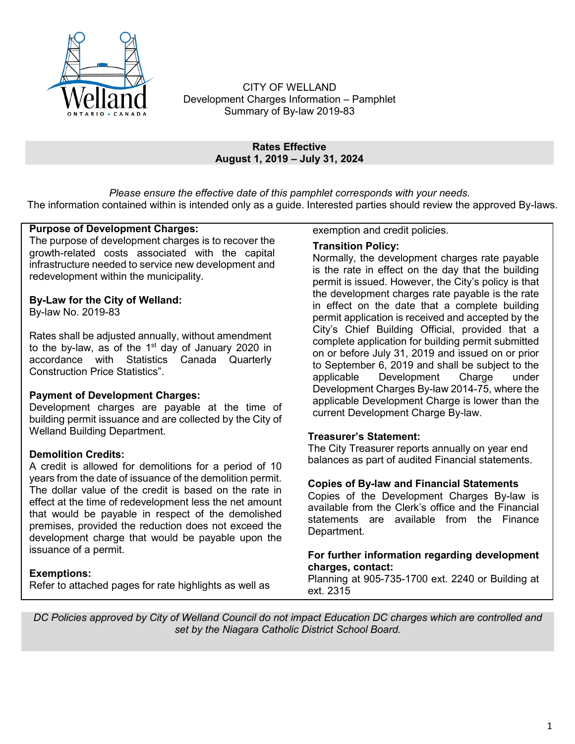CITY OF WELLAND
Development Charges Information – Pamphlet
Summary of By-law 2019-83

**Rates Effective**
**August 1, 2019 – July 31, 2024**

*Please ensure the effective date of this pamphlet corresponds with your needs.*
The information contained within is intended only as a guide. Interested parties should review the approved By-laws.

**Purpose of Development Charges:**
The purpose of development charges is to recover the growth-related costs associated with the capital infrastructure needed to service new development and redevelopment within the municipality.

**By-Law for the City of Welland:**
By-law No. 2019-83

Rates shall be adjusted annually, without amendment to the by-law, as of the 1st day of January 2020 in accordance with Statistics Canada Quarterly Construction Price Statistics".

**Payment of Development Charges:**
Development charges are payable at the time of building permit issuance and are collected by the City of Welland Building Department.

**Demolition Credits:**
A credit is allowed for demolitions for a period of 10 years from the date of issuance of the demolition permit. The dollar value of the credit is based on the rate in effect at the time of redevelopment less the net amount that would be payable in respect of the demolished premises, provided the reduction does not exceed the development charge that would be payable upon the issuance of a permit.

**Exemptions:**
Refer to attached pages for rate highlights as well as exemption and credit policies.

**Transition Policy:**
Normally, the development charges rate payable is the rate in effect on the day that the building permit is issued. However, the City's policy is that the development charges rate payable is the rate in effect on the date that a complete building permit application is received and accepted by the City's Chief Building Official, provided that a complete application for building permit submitted on or before July 31, 2019 and issued on or prior to September 6, 2019 and shall be subject to the applicable Development Charge under Development Charges By-law 2014-75, where the applicable Development Charge is lower than the current Development Charge By-law.

**Treasurer's Statement:**
The City Treasurer reports annually on year end balances as part of audited Financial statements.

**Copies of By-law and Financial Statements**
Copies of the Development Charges By-law is available from the Clerk's office and the Financial statements are available from the Finance Department.

**For further information regarding development charges, contact:**
Planning at 905-735-1700 ext. 2240 or Building at ext. 2315

*DC Policies approved by City of Welland Council do not impact Education DC charges which are controlled and set by the Niagara Catholic District School Board.*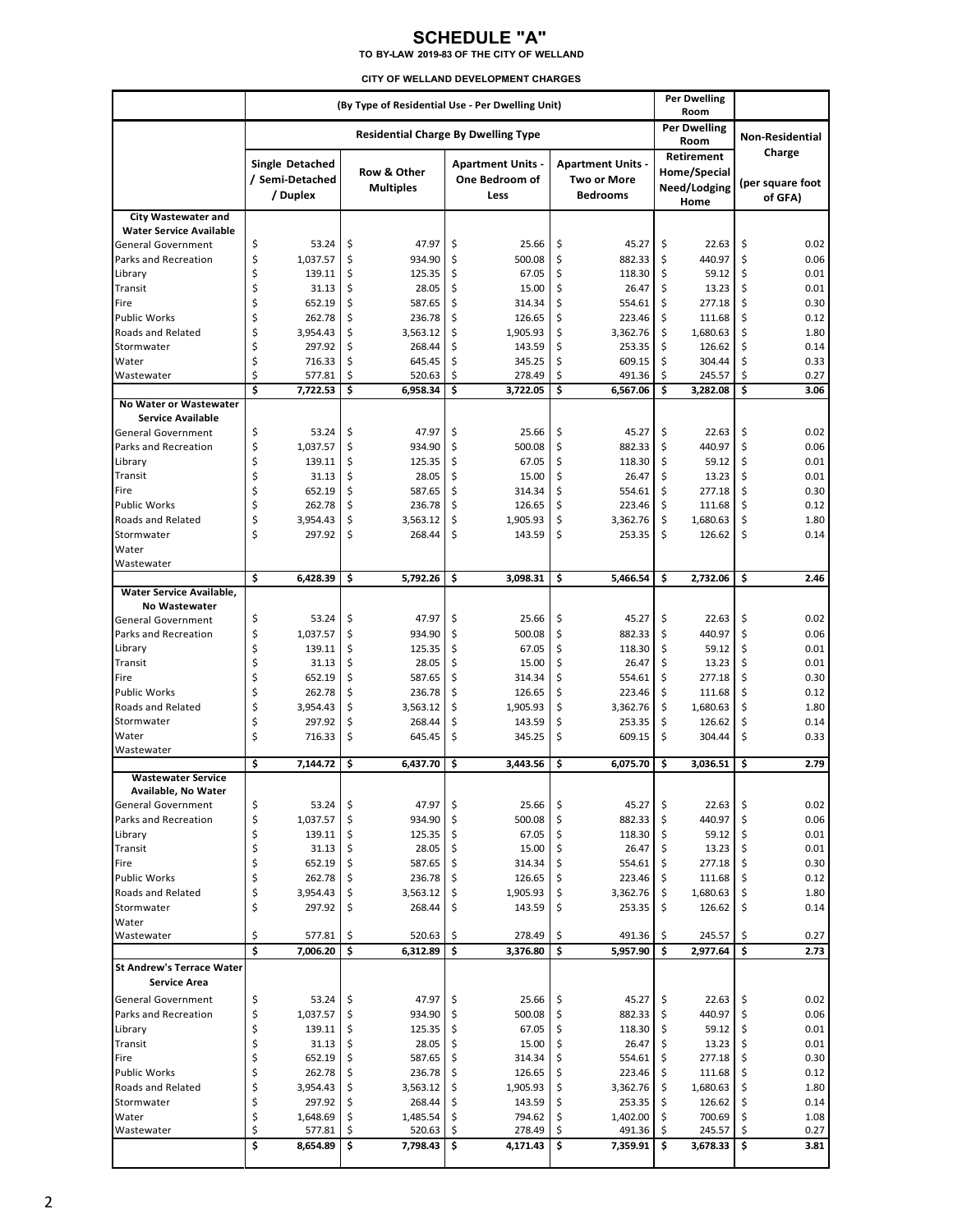# SCHEDULE "A"

**TO BY-LAW 2019-83 OF THE CITY OF WELLAND**

**CITY OF WELLAND DEVELOPMENT CHARGES**

| | (By Type of Residential Use - Per Dwelling Unit) | | | | Per Dwelling Room | |
|---|---|---|---|---|---|---|
| | Residential Charge By Dwelling Type | | | | Per Dwelling Room | Non-Residential Charge (per square foot of GFA) |
| | Single Detached / Semi-Detached / Duplex | Row & Other Multiples | Apartment Units - One Bedroom of Less | Apartment Units - Two or More Bedrooms | Retirement Home/Special Need/Lodging Home | |
| **City Wastewater and Water Service Available** | | | | | | |
| General Government | $ 53.24 | $ 47.97 | $ 25.66 | $ 45.27 | $ 22.63 | $ 0.02 |
| Parks and Recreation | $ 1,037.57 | $ 934.90 | $ 500.08 | $ 882.33 | $ 440.97 | $ 0.06 |
| Library | $ 139.11 | $ 125.35 | $ 67.05 | $ 118.30 | $ 59.12 | $ 0.01 |
| Transit | $ 31.13 | $ 28.05 | $ 15.00 | $ 26.47 | $ 13.23 | $ 0.01 |
| Fire | $ 652.19 | $ 587.65 | $ 314.34 | $ 554.61 | $ 277.18 | $ 0.30 |
| Public Works | $ 262.78 | $ 236.78 | $ 126.65 | $ 223.46 | $ 111.68 | $ 0.12 |
| Roads and Related | $ 3,954.43 | $ 3,563.12 | $ 1,905.93 | $ 3,362.76 | $ 1,680.63 | $ 1.80 |
| Stormwater | $ 297.92 | $ 268.44 | $ 143.59 | $ 253.35 | $ 126.62 | $ 0.14 |
| Water | $ 716.33 | $ 645.45 | $ 345.25 | $ 609.15 | $ 304.44 | $ 0.33 |
| Wastewater | $ 577.81 | $ 520.63 | $ 278.49 | $ 491.36 | $ 245.57 | $ 0.27 |
| | **$ 7,722.53** | **$ 6,958.34** | **$ 3,722.05** | **$ 6,567.06** | **$ 3,282.08** | **$ 3.06** |
| **No Water or Wastewater Service Available** | | | | | | |
| General Government | $ 53.24 | $ 47.97 | $ 25.66 | $ 45.27 | $ 22.63 | $ 0.02 |
| Parks and Recreation | $ 1,037.57 | $ 934.90 | $ 500.08 | $ 882.33 | $ 440.97 | $ 0.06 |
| Library | $ 139.11 | $ 125.35 | $ 67.05 | $ 118.30 | $ 59.12 | $ 0.01 |
| Transit | $ 31.13 | $ 28.05 | $ 15.00 | $ 26.47 | $ 13.23 | $ 0.01 |
| Fire | $ 652.19 | $ 587.65 | $ 314.34 | $ 554.61 | $ 277.18 | $ 0.30 |
| Public Works | $ 262.78 | $ 236.78 | $ 126.65 | $ 223.46 | $ 111.68 | $ 0.12 |
| Roads and Related | $ 3,954.43 | $ 3,563.12 | $ 1,905.93 | $ 3,362.76 | $ 1,680.63 | $ 1.80 |
| Stormwater | $ 297.92 | $ 268.44 | $ 143.59 | $ 253.35 | $ 126.62 | $ 0.14 |
| Water | | | | | | |
| Wastewater | | | | | | |
| | **$ 6,428.39** | **$ 5,792.26** | **$ 3,098.31** | **$ 5,466.54** | **$ 2,732.06** | **$ 2.46** |
| **Water Service Available, No Wastewater** | | | | | | |
| General Government | $ 53.24 | $ 47.97 | $ 25.66 | $ 45.27 | $ 22.63 | $ 0.02 |
| Parks and Recreation | $ 1,037.57 | $ 934.90 | $ 500.08 | $ 882.33 | $ 440.97 | $ 0.06 |
| Library | $ 139.11 | $ 125.35 | $ 67.05 | $ 118.30 | $ 59.12 | $ 0.01 |
| Transit | $ 31.13 | $ 28.05 | $ 15.00 | $ 26.47 | $ 13.23 | $ 0.01 |
| Fire | $ 652.19 | $ 587.65 | $ 314.34 | $ 554.61 | $ 277.18 | $ 0.30 |
| Public Works | $ 262.78 | $ 236.78 | $ 126.65 | $ 223.46 | $ 111.68 | $ 0.12 |
| Roads and Related | $ 3,954.43 | $ 3,563.12 | $ 1,905.93 | $ 3,362.76 | $ 1,680.63 | $ 1.80 |
| Stormwater | $ 297.92 | $ 268.44 | $ 143.59 | $ 253.35 | $ 126.62 | $ 0.14 |
| Water | $ 716.33 | $ 645.45 | $ 345.25 | $ 609.15 | $ 304.44 | $ 0.33 |
| Wastewater | | | | | | |
| | **$ 7,144.72** | **$ 6,437.70** | **$ 3,443.56** | **$ 6,075.70** | **$ 3,036.51** | **$ 2.79** |
| **Wastewater Service Available, No Water** | | | | | | |
| General Government | $ 53.24 | $ 47.97 | $ 25.66 | $ 45.27 | $ 22.63 | $ 0.02 |
| Parks and Recreation | $ 1,037.57 | $ 934.90 | $ 500.08 | $ 882.33 | $ 440.97 | $ 0.06 |
| Library | $ 139.11 | $ 125.35 | $ 67.05 | $ 118.30 | $ 59.12 | $ 0.01 |
| Transit | $ 31.13 | $ 28.05 | $ 15.00 | $ 26.47 | $ 13.23 | $ 0.01 |
| Fire | $ 652.19 | $ 587.65 | $ 314.34 | $ 554.61 | $ 277.18 | $ 0.30 |
| Public Works | $ 262.78 | $ 236.78 | $ 126.65 | $ 223.46 | $ 111.68 | $ 0.12 |
| Roads and Related | $ 3,954.43 | $ 3,563.12 | $ 1,905.93 | $ 3,362.76 | $ 1,680.63 | $ 1.80 |
| Stormwater | $ 297.92 | $ 268.44 | $ 143.59 | $ 253.35 | $ 126.62 | $ 0.14 |
| Water | | | | | | |
| Wastewater | $ 577.81 | $ 520.63 | $ 278.49 | $ 491.36 | $ 245.57 | $ 0.27 |
| | **$ 7,006.20** | **$ 6,312.89** | **$ 3,376.80** | **$ 5,957.90** | **$ 2,977.64** | **$ 2.73** |
| **St Andrew's Terrace Water Service Area** | | | | | | |
| General Government | $ 53.24 | $ 47.97 | $ 25.66 | $ 45.27 | $ 22.63 | $ 0.02 |
| Parks and Recreation | $ 1,037.57 | $ 934.90 | $ 500.08 | $ 882.33 | $ 440.97 | $ 0.06 |
| Library | $ 139.11 | $ 125.35 | $ 67.05 | $ 118.30 | $ 59.12 | $ 0.01 |
| Transit | $ 31.13 | $ 28.05 | $ 15.00 | $ 26.47 | $ 13.23 | $ 0.01 |
| Fire | $ 652.19 | $ 587.65 | $ 314.34 | $ 554.61 | $ 277.18 | $ 0.30 |
| Public Works | $ 262.78 | $ 236.78 | $ 126.65 | $ 223.46 | $ 111.68 | $ 0.12 |
| Roads and Related | $ 3,954.43 | $ 3,563.12 | $ 1,905.93 | $ 3,362.76 | $ 1,680.63 | $ 1.80 |
| Stormwater | $ 297.92 | $ 268.44 | $ 143.59 | $ 253.35 | $ 126.62 | $ 0.14 |
| Water | $ 1,648.69 | $ 1,485.54 | $ 794.62 | $ 1,402.00 | $ 700.69 | $ 1.08 |
| Wastewater | $ 577.81 | $ 520.63 | $ 278.49 | $ 491.36 | $ 245.57 | $ 0.27 |
| | **$ 8,654.89** | **$ 7,798.43** | **$ 4,171.43** | **$ 7,359.91** | **$ 3,678.33** | **$ 3.81** |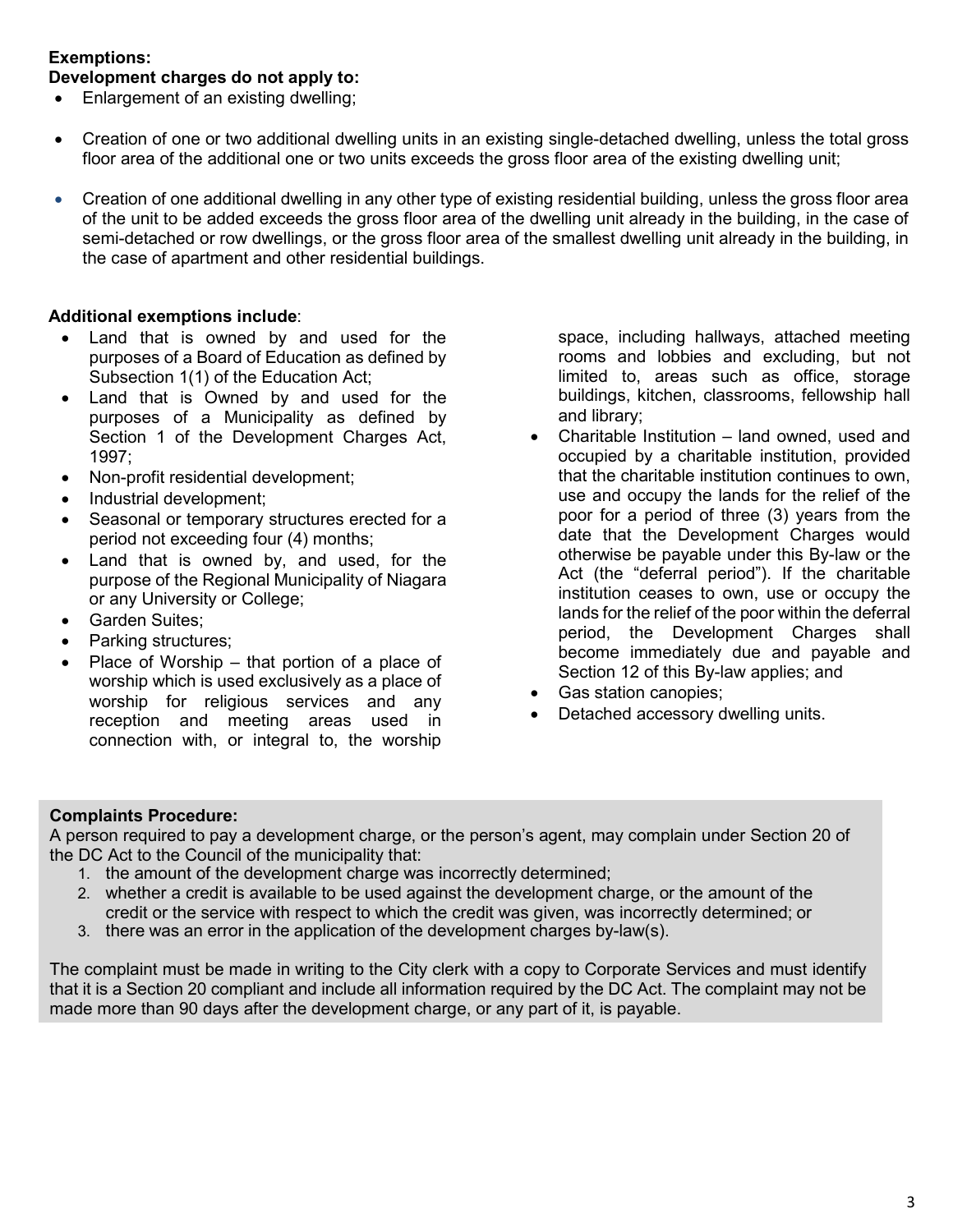**Exemptions:**
**Development charges do not apply to:**

- Enlargement of an existing dwelling;
- Creation of one or two additional dwelling units in an existing single-detached dwelling, unless the total gross floor area of the additional one or two units exceeds the gross floor area of the existing dwelling unit;
- Creation of one additional dwelling in any other type of existing residential building, unless the gross floor area of the unit to be added exceeds the gross floor area of the dwelling unit already in the building, in the case of semi-detached or row dwellings, or the gross floor area of the smallest dwelling unit already in the building, in the case of apartment and other residential buildings.

**Additional exemptions include**:

- Land that is owned by and used for the purposes of a Board of Education as defined by Subsection 1(1) of the Education Act;
- Land that is Owned by and used for the purposes of a Municipality as defined by Section 1 of the Development Charges Act, 1997;
- Non-profit residential development;
- Industrial development;
- Seasonal or temporary structures erected for a period not exceeding four (4) months;
- Land that is owned by, and used, for the purpose of the Regional Municipality of Niagara or any University or College;
- Garden Suites;
- Parking structures;
- Place of Worship – that portion of a place of worship which is used exclusively as a place of worship for religious services and any reception and meeting areas used in connection with, or integral to, the worship space, including hallways, attached meeting rooms and lobbies and excluding, but not limited to, areas such as office, storage buildings, kitchen, classrooms, fellowship hall and library;
- Charitable Institution – land owned, used and occupied by a charitable institution, provided that the charitable institution continues to own, use and occupy the lands for the relief of the poor for a period of three (3) years from the date that the Development Charges would otherwise be payable under this By-law or the Act (the "deferral period"). If the charitable institution ceases to own, use or occupy the lands for the relief of the poor within the deferral period, the Development Charges shall become immediately due and payable and Section 12 of this By-law applies; and
- Gas station canopies;
- Detached accessory dwelling units.

**Complaints Procedure:**

A person required to pay a development charge, or the person's agent, may complain under Section 20 of the DC Act to the Council of the municipality that:

1. the amount of the development charge was incorrectly determined;
2. whether a credit is available to be used against the development charge, or the amount of the credit or the service with respect to which the credit was given, was incorrectly determined; or
3. there was an error in the application of the development charges by-law(s).

The complaint must be made in writing to the City clerk with a copy to Corporate Services and must identify that it is a Section 20 compliant and include all information required by the DC Act. The complaint may not be made more than 90 days after the development charge, or any part of it, is payable.